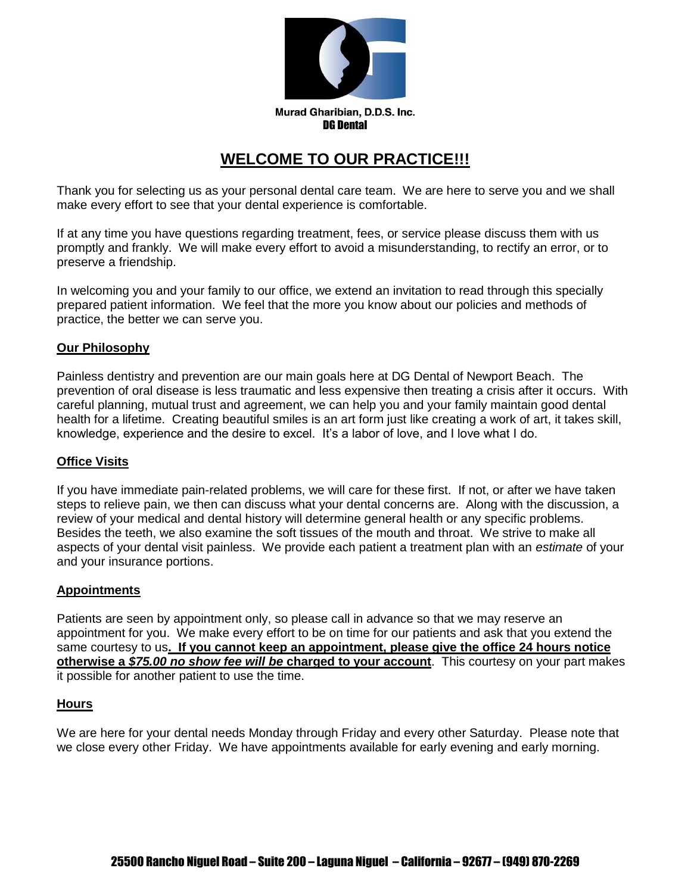Murad Gharibian, D.D.S. Inc.
**DG Dental**

# WELCOME TO OUR PRACTICE!!!

Thank you for selecting us as your personal dental care team. We are here to serve you and we shall make every effort to see that your dental experience is comfortable.

If at any time you have questions regarding treatment, fees, or service please discuss them with us promptly and frankly. We will make every effort to avoid a misunderstanding, to rectify an error, or to preserve a friendship.

In welcoming you and your family to our office, we extend an invitation to read through this specially prepared patient information. We feel that the more you know about our policies and methods of practice, the better we can serve you.

## Our Philosophy

Painless dentistry and prevention are our main goals here at DG Dental of Newport Beach. The prevention of oral disease is less traumatic and less expensive then treating a crisis after it occurs. With careful planning, mutual trust and agreement, we can help you and your family maintain good dental health for a lifetime. Creating beautiful smiles is an art form just like creating a work of art, it takes skill, knowledge, experience and the desire to excel. It's a labor of love, and I love what I do.

## Office Visits

If you have immediate pain-related problems, we will care for these first. If not, or after we have taken steps to relieve pain, we then can discuss what your dental concerns are. Along with the discussion, a review of your medical and dental history will determine general health or any specific problems. Besides the teeth, we also examine the soft tissues of the mouth and throat. We strive to make all aspects of your dental visit painless. We provide each patient a treatment plan with an *estimate* of your and your insurance portions.

## Appointments

Patients are seen by appointment only, so please call in advance so that we may reserve an appointment for you. We make every effort to be on time for our patients and ask that you extend the same courtesy to us**. If you cannot keep an appointment, please give the office 24 hours notice otherwise a *$75.00 no show fee will be* charged to your account**. This courtesy on your part makes it possible for another patient to use the time.

## Hours

We are here for your dental needs Monday through Friday and every other Saturday. Please note that we close every other Friday. We have appointments available for early evening and early morning.

25500 Rancho Niguel Road – Suite 200 – Laguna Niguel – California – 92677 – (949) 870-2269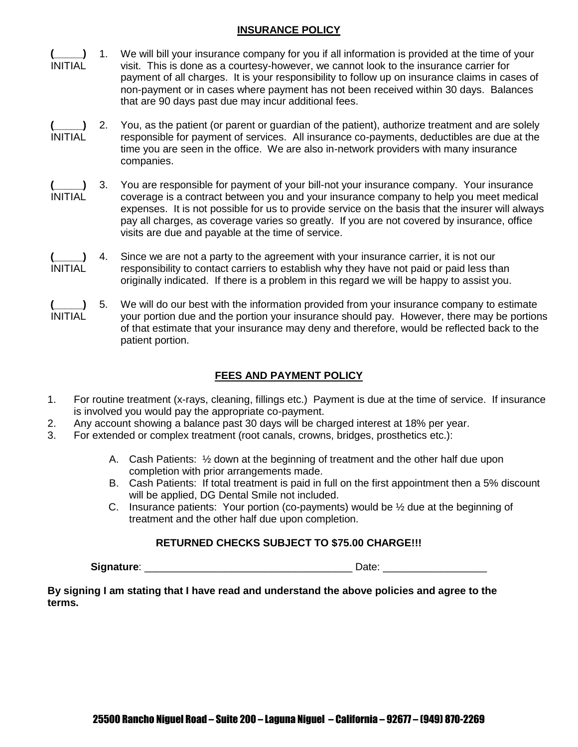## INSURANCE POLICY

**(_____)** INITIAL 1. We will bill your insurance company for you if all information is provided at the time of your visit. This is done as a courtesy-however, we cannot look to the insurance carrier for payment of all charges. It is your responsibility to follow up on insurance claims in cases of non-payment or in cases where payment has not been received within 30 days. Balances that are 90 days past due may incur additional fees.

**(_____)** INITIAL 2. You, as the patient (or parent or guardian of the patient), authorize treatment and are solely responsible for payment of services. All insurance co-payments, deductibles are due at the time you are seen in the office. We are also in-network providers with many insurance companies.

**(_____)** INITIAL 3. You are responsible for payment of your bill-not your insurance company. Your insurance coverage is a contract between you and your insurance company to help you meet medical expenses. It is not possible for us to provide service on the basis that the insurer will always pay all charges, as coverage varies so greatly. If you are not covered by insurance, office visits are due and payable at the time of service.

**(_____)** INITIAL 4. Since we are not a party to the agreement with your insurance carrier, it is not our responsibility to contact carriers to establish why they have not paid or paid less than originally indicated. If there is a problem in this regard we will be happy to assist you.

**(_____)** INITIAL 5. We will do our best with the information provided from your insurance company to estimate your portion due and the portion your insurance should pay. However, there may be portions of that estimate that your insurance may deny and therefore, would be reflected back to the patient portion.

## FEES AND PAYMENT POLICY

1. For routine treatment (x-rays, cleaning, fillings etc.) Payment is due at the time of service. If insurance is involved you would pay the appropriate co-payment.
2. Any account showing a balance past 30 days will be charged interest at 18% per year.
3. For extended or complex treatment (root canals, crowns, bridges, prosthetics etc.):

   A. Cash Patients: ½ down at the beginning of treatment and the other half due upon completion with prior arrangements made.
   B. Cash Patients: If total treatment is paid in full on the first appointment then a 5% discount will be applied, DG Dental Smile not included.
   C. Insurance patients: Your portion (co-payments) would be ½ due at the beginning of treatment and the other half due upon completion.

**RETURNED CHECKS SUBJECT TO $75.00 CHARGE!!!**

**Signature**: ____________________________________ Date: __________________

**By signing I am stating that I have read and understand the above policies and agree to the terms.**

25500 Rancho Niguel Road – Suite 200 – Laguna Niguel – California – 92677 – (949) 870-2269